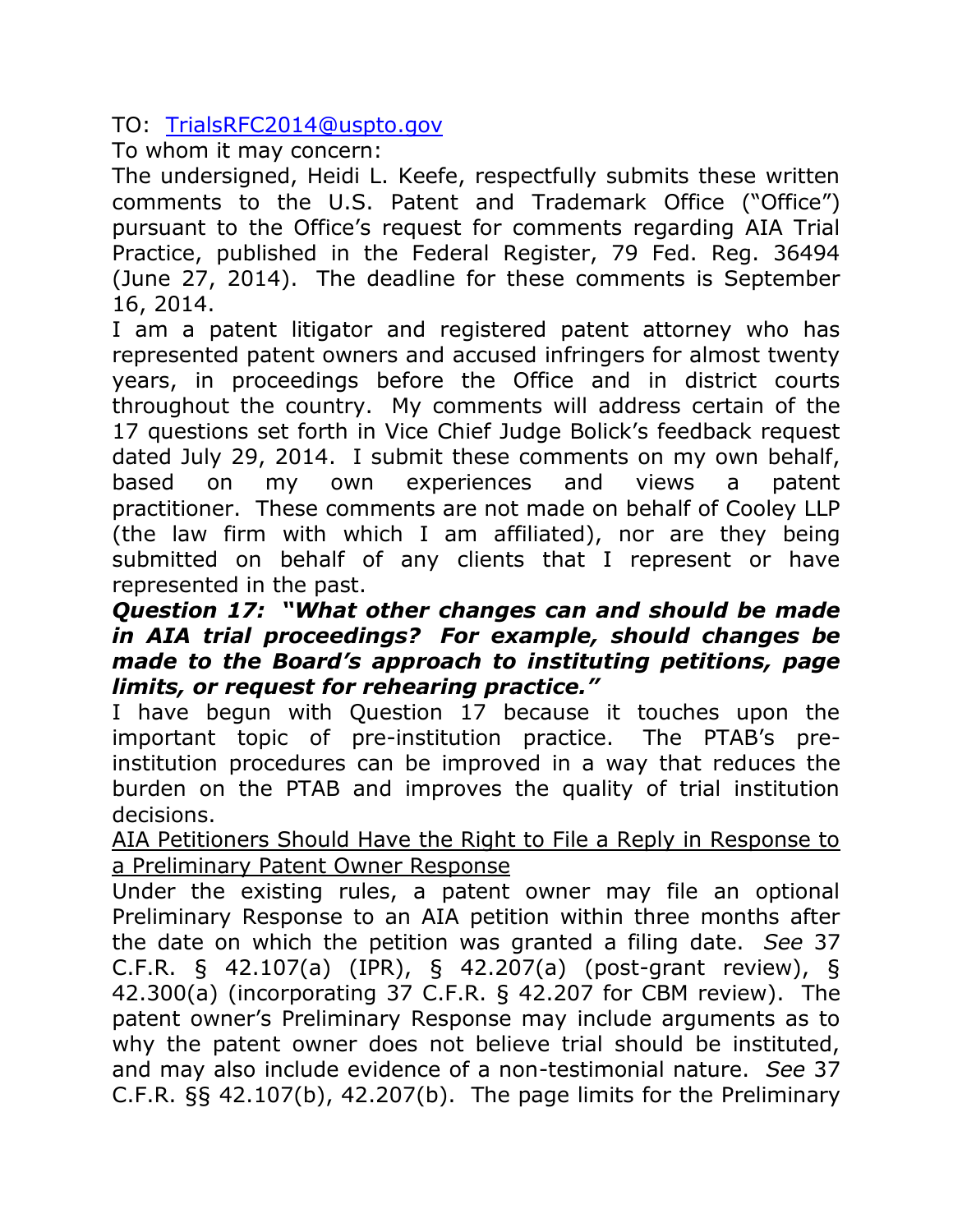TO: [TrialsRFC2014@uspto.gov](mailto:TrialsRFC2014@uspto.gov)

To whom it may concern:

The undersigned, Heidi L. Keefe, respectfully submits these written comments to the U.S. Patent and Trademark Office ("Office") pursuant to the Office's request for comments regarding AIA Trial Practice, published in the Federal Register, 79 Fed. Reg. 36494 (June 27, 2014). The deadline for these comments is September 16, 2014.

I am a patent litigator and registered patent attorney who has represented patent owners and accused infringers for almost twenty years, in proceedings before the Office and in district courts throughout the country. My comments will address certain of the 17 questions set forth in Vice Chief Judge Bolick's feedback request dated July 29, 2014. I submit these comments on my own behalf, based on my own experiences and views a patent practitioner. These comments are not made on behalf of Cooley LLP (the law firm with which I am affiliated), nor are they being submitted on behalf of any clients that I represent or have represented in the past.

***Question 17: "What other changes can and should be made in AIA trial proceedings? For example, should changes be made to the Board's approach to instituting petitions, page limits, or request for rehearing practice."***

I have begun with Question 17 because it touches upon the important topic of pre-institution practice. The PTAB's pre-institution procedures can be improved in a way that reduces the burden on the PTAB and improves the quality of trial institution decisions.

<u>AIA Petitioners Should Have the Right to File a Reply in Response to a Preliminary Patent Owner Response</u>

Under the existing rules, a patent owner may file an optional Preliminary Response to an AIA petition within three months after the date on which the petition was granted a filing date. *See* 37 C.F.R. § 42.107(a) (IPR), § 42.207(a) (post-grant review), § 42.300(a) (incorporating 37 C.F.R. § 42.207 for CBM review). The patent owner's Preliminary Response may include arguments as to why the patent owner does not believe trial should be instituted, and may also include evidence of a non-testimonial nature. *See* 37 C.F.R. §§ 42.107(b), 42.207(b). The page limits for the Preliminary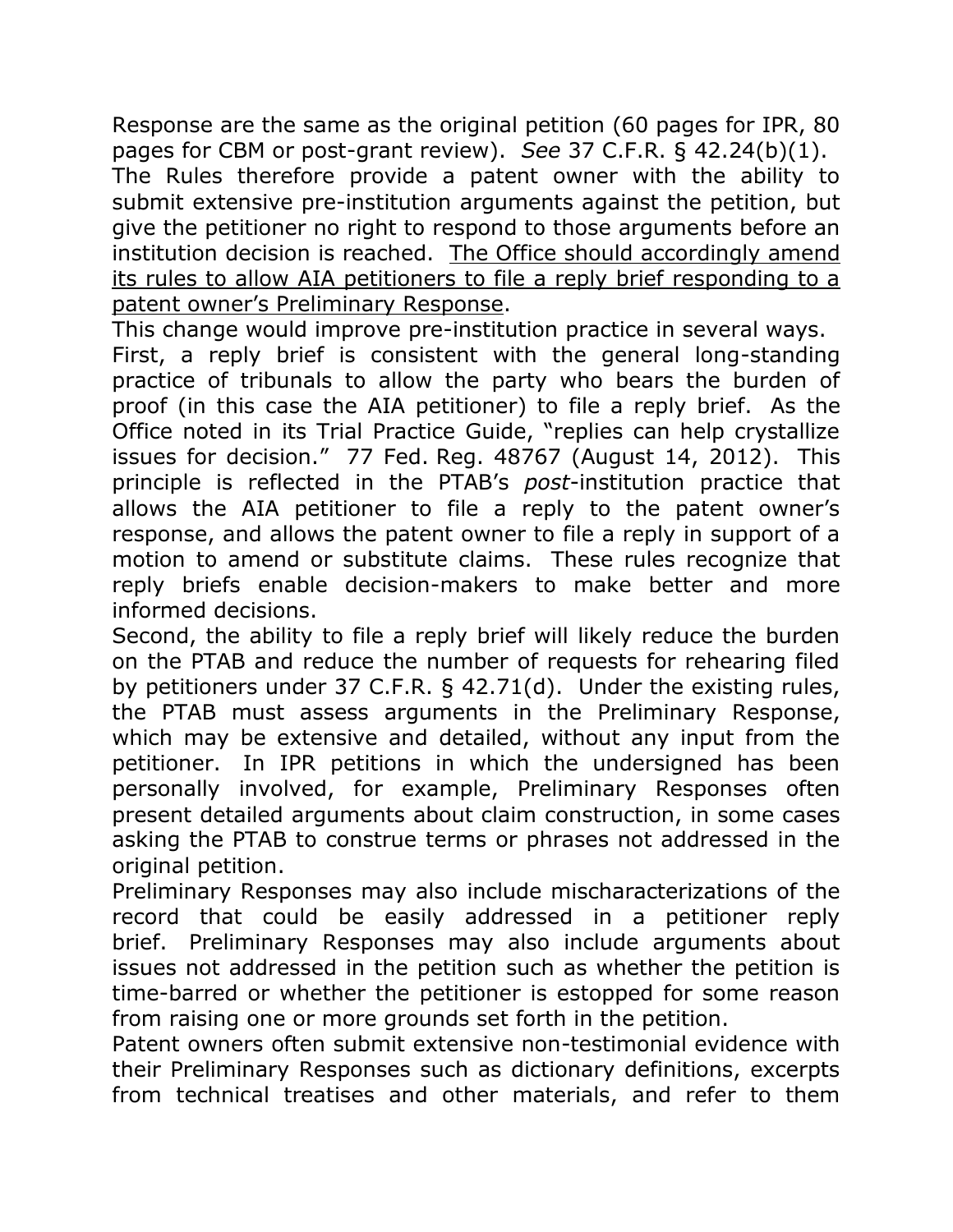Response are the same as the original petition (60 pages for IPR, 80 pages for CBM or post-grant review). *See* 37 C.F.R. § 42.24(b)(1).

The Rules therefore provide a patent owner with the ability to submit extensive pre-institution arguments against the petition, but give the petitioner no right to respond to those arguments before an institution decision is reached. <u>The Office should accordingly amend its rules to allow AIA petitioners to file a reply brief responding to a patent owner's Preliminary Response</u>.

This change would improve pre-institution practice in several ways.

First, a reply brief is consistent with the general long-standing practice of tribunals to allow the party who bears the burden of proof (in this case the AIA petitioner) to file a reply brief. As the Office noted in its Trial Practice Guide, "replies can help crystallize issues for decision." 77 Fed. Reg. 48767 (August 14, 2012). This principle is reflected in the PTAB's *post*-institution practice that allows the AIA petitioner to file a reply to the patent owner's response, and allows the patent owner to file a reply in support of a motion to amend or substitute claims. These rules recognize that reply briefs enable decision-makers to make better and more informed decisions.

Second, the ability to file a reply brief will likely reduce the burden on the PTAB and reduce the number of requests for rehearing filed by petitioners under 37 C.F.R. § 42.71(d). Under the existing rules, the PTAB must assess arguments in the Preliminary Response, which may be extensive and detailed, without any input from the petitioner. In IPR petitions in which the undersigned has been personally involved, for example, Preliminary Responses often present detailed arguments about claim construction, in some cases asking the PTAB to construe terms or phrases not addressed in the original petition.

Preliminary Responses may also include mischaracterizations of the record that could be easily addressed in a petitioner reply brief. Preliminary Responses may also include arguments about issues not addressed in the petition such as whether the petition is time-barred or whether the petitioner is estopped for some reason from raising one or more grounds set forth in the petition.

Patent owners often submit extensive non-testimonial evidence with their Preliminary Responses such as dictionary definitions, excerpts from technical treatises and other materials, and refer to them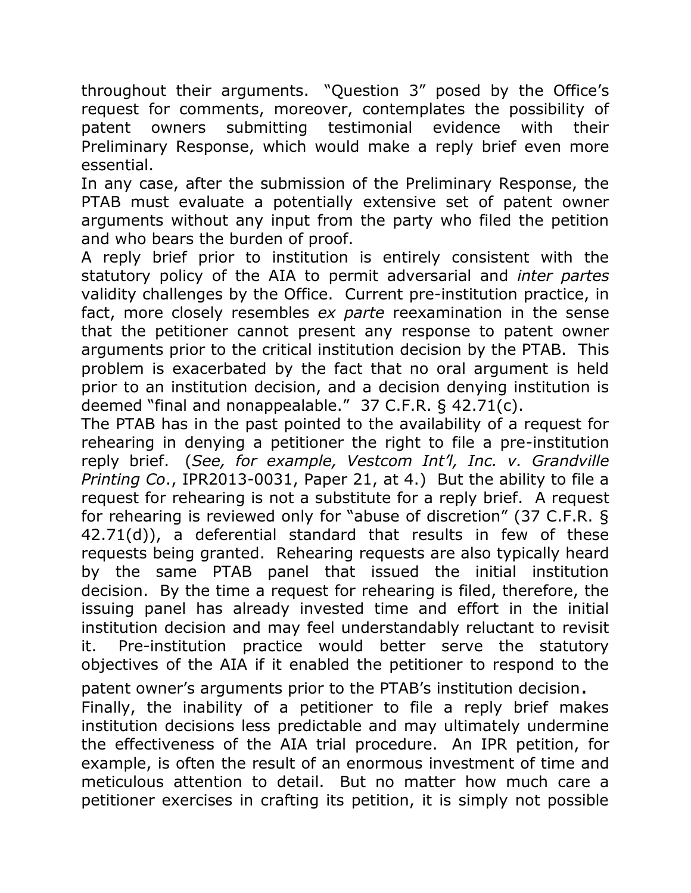throughout their arguments. "Question 3" posed by the Office's request for comments, moreover, contemplates the possibility of patent owners submitting testimonial evidence with their Preliminary Response, which would make a reply brief even more essential.

In any case, after the submission of the Preliminary Response, the PTAB must evaluate a potentially extensive set of patent owner arguments without any input from the party who filed the petition and who bears the burden of proof.

A reply brief prior to institution is entirely consistent with the statutory policy of the AIA to permit adversarial and *inter partes* validity challenges by the Office. Current pre-institution practice, in fact, more closely resembles *ex parte* reexamination in the sense that the petitioner cannot present any response to patent owner arguments prior to the critical institution decision by the PTAB. This problem is exacerbated by the fact that no oral argument is held prior to an institution decision, and a decision denying institution is deemed "final and nonappealable." 37 C.F.R. § 42.71(c).

The PTAB has in the past pointed to the availability of a request for rehearing in denying a petitioner the right to file a pre-institution reply brief. (*See, for example, Vestcom Int'l, Inc. v. Grandville Printing Co.*, IPR2013-0031, Paper 21, at 4.) But the ability to file a request for rehearing is not a substitute for a reply brief. A request for rehearing is reviewed only for "abuse of discretion" (37 C.F.R. § 42.71(d)), a deferential standard that results in few of these requests being granted. Rehearing requests are also typically heard by the same PTAB panel that issued the initial institution decision. By the time a request for rehearing is filed, therefore, the issuing panel has already invested time and effort in the initial institution decision and may feel understandably reluctant to revisit it. Pre-institution practice would better serve the statutory objectives of the AIA if it enabled the petitioner to respond to the patent owner's arguments prior to the PTAB's institution decision.

Finally, the inability of a petitioner to file a reply brief makes institution decisions less predictable and may ultimately undermine the effectiveness of the AIA trial procedure. An IPR petition, for example, is often the result of an enormous investment of time and meticulous attention to detail. But no matter how much care a petitioner exercises in crafting its petition, it is simply not possible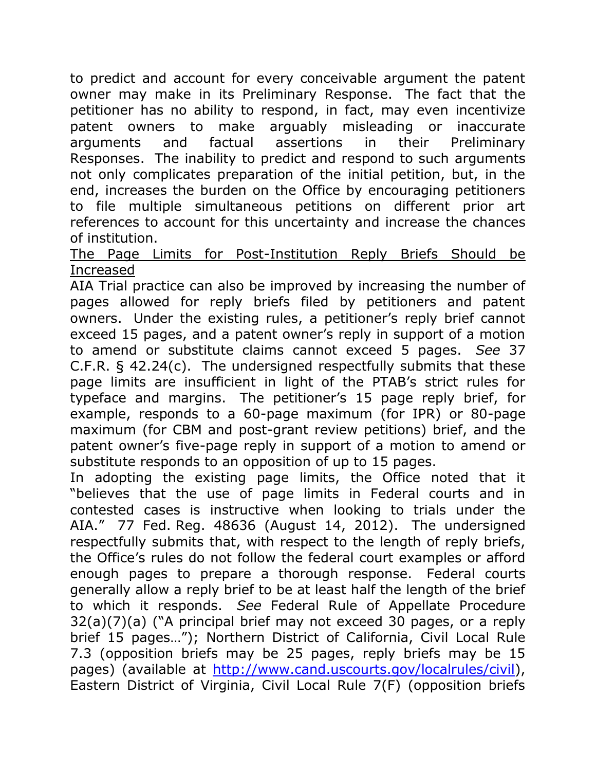to predict and account for every conceivable argument the patent owner may make in its Preliminary Response. The fact that the petitioner has no ability to respond, in fact, may even incentivize patent owners to make arguably misleading or inaccurate arguments and factual assertions in their Preliminary Responses. The inability to predict and respond to such arguments not only complicates preparation of the initial petition, but, in the end, increases the burden on the Office by encouraging petitioners to file multiple simultaneous petitions on different prior art references to account for this uncertainty and increase the chances of institution.

<u>The Page Limits for Post-Institution Reply Briefs Should be Increased</u>

AIA Trial practice can also be improved by increasing the number of pages allowed for reply briefs filed by petitioners and patent owners. Under the existing rules, a petitioner's reply brief cannot exceed 15 pages, and a patent owner's reply in support of a motion to amend or substitute claims cannot exceed 5 pages. *See* 37 C.F.R. § 42.24(c). The undersigned respectfully submits that these page limits are insufficient in light of the PTAB's strict rules for typeface and margins. The petitioner's 15 page reply brief, for example, responds to a 60-page maximum (for IPR) or 80-page maximum (for CBM and post-grant review petitions) brief, and the patent owner's five-page reply in support of a motion to amend or substitute responds to an opposition of up to 15 pages.

In adopting the existing page limits, the Office noted that it "believes that the use of page limits in Federal courts and in contested cases is instructive when looking to trials under the AIA." 77 Fed. Reg. 48636 (August 14, 2012). The undersigned respectfully submits that, with respect to the length of reply briefs, the Office's rules do not follow the federal court examples or afford enough pages to prepare a thorough response. Federal courts generally allow a reply brief to be at least half the length of the brief to which it responds. *See* Federal Rule of Appellate Procedure 32(a)(7)(a) ("A principal brief may not exceed 30 pages, or a reply brief 15 pages…"); Northern District of California, Civil Local Rule 7.3 (opposition briefs may be 25 pages, reply briefs may be 15 pages) (available at http://www.cand.uscourts.gov/localrules/civil), Eastern District of Virginia, Civil Local Rule 7(F) (opposition briefs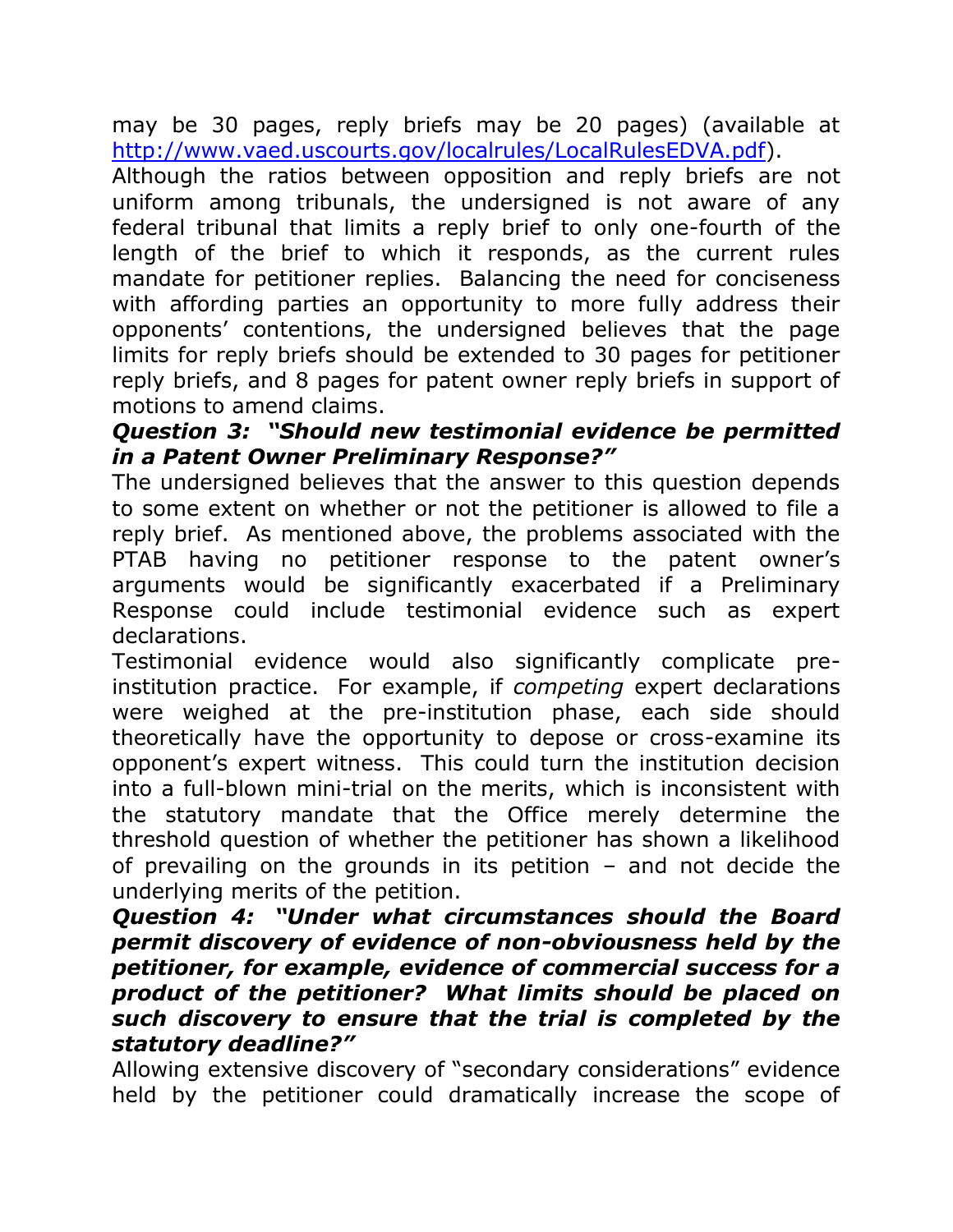may be 30 pages, reply briefs may be 20 pages) (available at http://www.vaed.uscourts.gov/localrules/LocalRulesEDVA.pdf).

Although the ratios between opposition and reply briefs are not uniform among tribunals, the undersigned is not aware of any federal tribunal that limits a reply brief to only one-fourth of the length of the brief to which it responds, as the current rules mandate for petitioner replies. Balancing the need for conciseness with affording parties an opportunity to more fully address their opponents' contentions, the undersigned believes that the page limits for reply briefs should be extended to 30 pages for petitioner reply briefs, and 8 pages for patent owner reply briefs in support of motions to amend claims.

***Question 3: "Should new testimonial evidence be permitted in a Patent Owner Preliminary Response?"***

The undersigned believes that the answer to this question depends to some extent on whether or not the petitioner is allowed to file a reply brief. As mentioned above, the problems associated with the PTAB having no petitioner response to the patent owner's arguments would be significantly exacerbated if a Preliminary Response could include testimonial evidence such as expert declarations.

Testimonial evidence would also significantly complicate pre-institution practice. For example, if *competing* expert declarations were weighed at the pre-institution phase, each side should theoretically have the opportunity to depose or cross-examine its opponent's expert witness. This could turn the institution decision into a full-blown mini-trial on the merits, which is inconsistent with the statutory mandate that the Office merely determine the threshold question of whether the petitioner has shown a likelihood of prevailing on the grounds in its petition – and not decide the underlying merits of the petition.

***Question 4: "Under what circumstances should the Board permit discovery of evidence of non-obviousness held by the petitioner, for example, evidence of commercial success for a product of the petitioner? What limits should be placed on such discovery to ensure that the trial is completed by the statutory deadline?"***

Allowing extensive discovery of "secondary considerations" evidence held by the petitioner could dramatically increase the scope of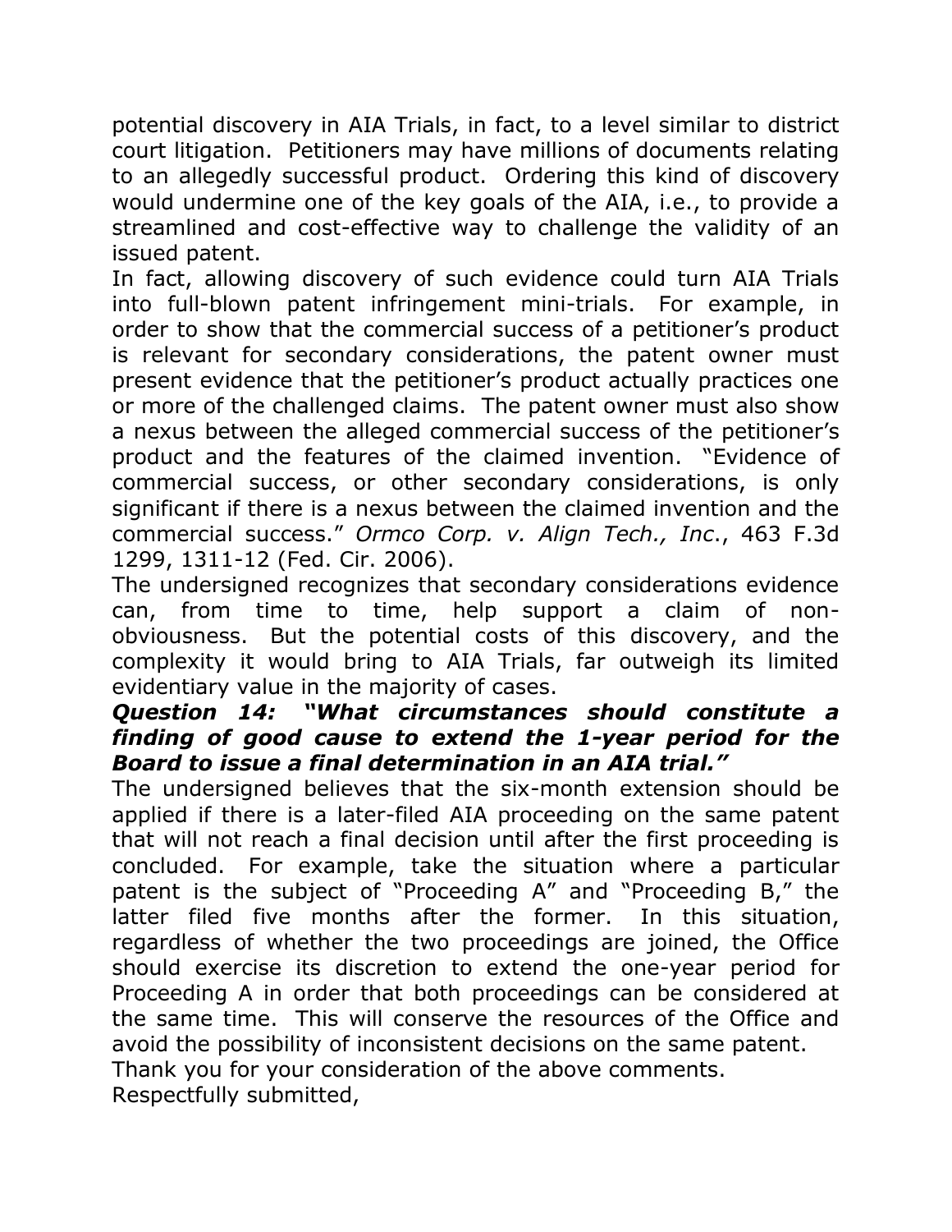potential discovery in AIA Trials, in fact, to a level similar to district court litigation. Petitioners may have millions of documents relating to an allegedly successful product. Ordering this kind of discovery would undermine one of the key goals of the AIA, i.e., to provide a streamlined and cost-effective way to challenge the validity of an issued patent.

In fact, allowing discovery of such evidence could turn AIA Trials into full-blown patent infringement mini-trials. For example, in order to show that the commercial success of a petitioner's product is relevant for secondary considerations, the patent owner must present evidence that the petitioner's product actually practices one or more of the challenged claims. The patent owner must also show a nexus between the alleged commercial success of the petitioner's product and the features of the claimed invention. "Evidence of commercial success, or other secondary considerations, is only significant if there is a nexus between the claimed invention and the commercial success." *Ormco Corp. v. Align Tech., Inc.*, 463 F.3d 1299, 1311-12 (Fed. Cir. 2006).

The undersigned recognizes that secondary considerations evidence can, from time to time, help support a claim of non-obviousness. But the potential costs of this discovery, and the complexity it would bring to AIA Trials, far outweigh its limited evidentiary value in the majority of cases.

***Question 14: "What circumstances should constitute a finding of good cause to extend the 1-year period for the Board to issue a final determination in an AIA trial."***

The undersigned believes that the six-month extension should be applied if there is a later-filed AIA proceeding on the same patent that will not reach a final decision until after the first proceeding is concluded. For example, take the situation where a particular patent is the subject of "Proceeding A" and "Proceeding B," the latter filed five months after the former. In this situation, regardless of whether the two proceedings are joined, the Office should exercise its discretion to extend the one-year period for Proceeding A in order that both proceedings can be considered at the same time. This will conserve the resources of the Office and avoid the possibility of inconsistent decisions on the same patent.

Thank you for your consideration of the above comments.

Respectfully submitted,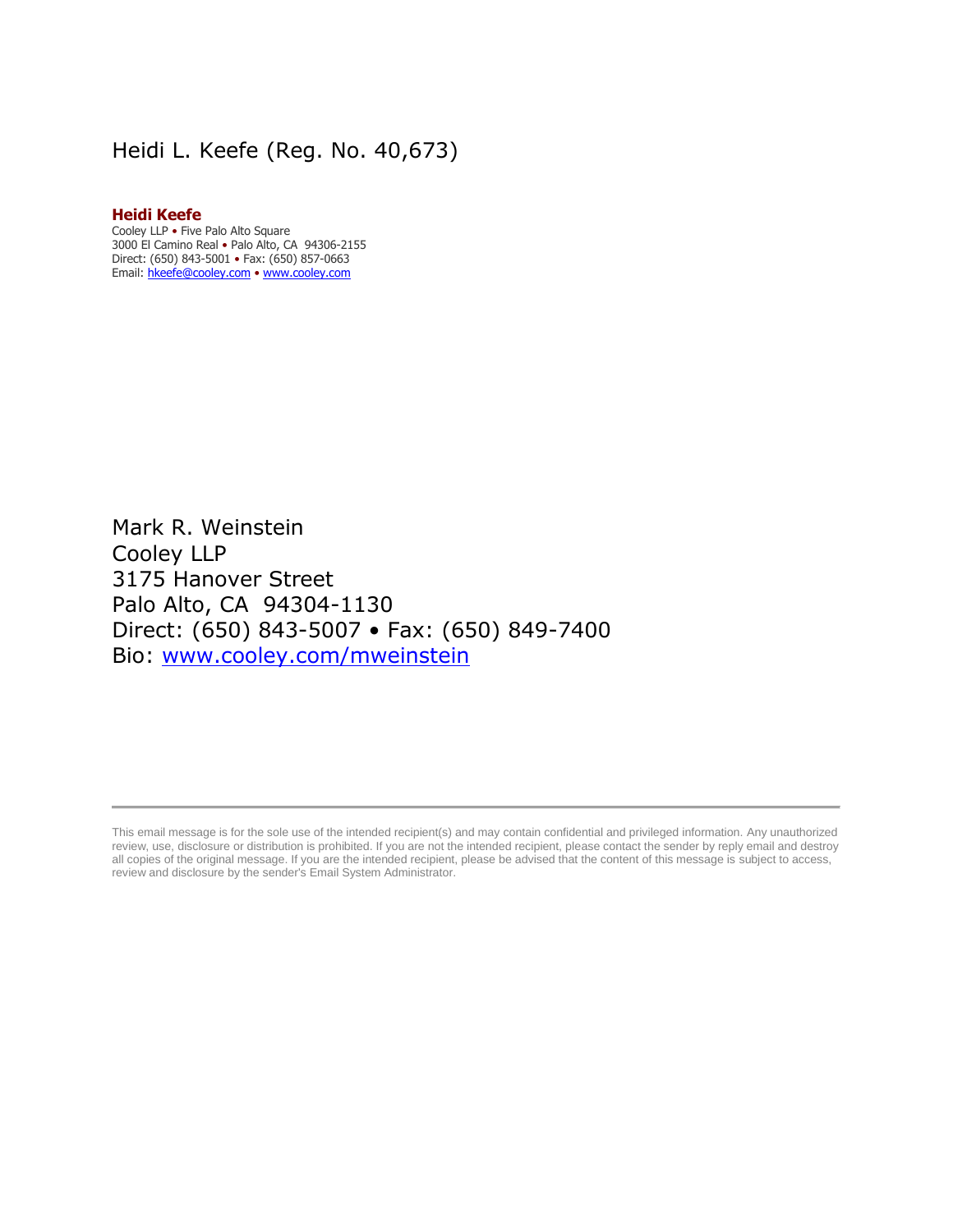Heidi L. Keefe (Reg. No. 40,673)

**Heidi Keefe**
Cooley LLP • Five Palo Alto Square
3000 El Camino Real • Palo Alto, CA 94306-2155
Direct: (650) 843-5001 • Fax: (650) 857-0663
Email: hkeefe@cooley.com • www.cooley.com

Mark R. Weinstein
Cooley LLP
3175 Hanover Street
Palo Alto, CA 94304-1130
Direct: (650) 843-5007 • Fax: (650) 849-7400
Bio: www.cooley.com/mweinstein

---

This email message is for the sole use of the intended recipient(s) and may contain confidential and privileged information. Any unauthorized review, use, disclosure or distribution is prohibited. If you are not the intended recipient, please contact the sender by reply email and destroy all copies of the original message. If you are the intended recipient, please be advised that the content of this message is subject to access, review and disclosure by the sender's Email System Administrator.